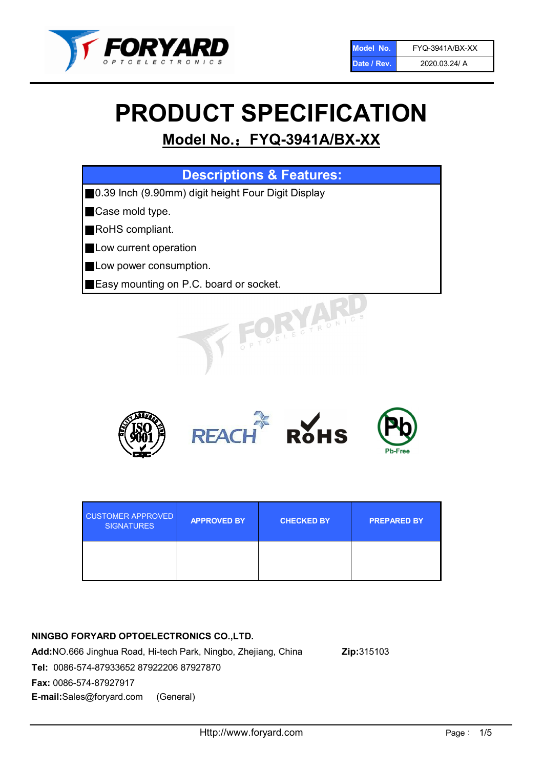| Model No. | FYQ-3941A/BX-XX |
| --- | --- |
| Date / Rev. | 2020.03.24/ A |

# PRODUCT SPECIFICATION

## Model No.：FYQ-3941A/BX-XX

| Descriptions & Features: |
| --- |
| ■0.39 Inch (9.90mm) digit height Four Digit Display |
| ■Case mold type. |
| ■RoHS compliant. |
| ■Low current operation |
| ■Low power consumption. |
| ■Easy mounting on P.C. board or socket. |

| CUSTOMER APPROVED SIGNATURES | APPROVED BY | CHECKED BY | PREPARED BY |
| --- | --- | --- | --- |
| | | | |

**NINGBO FORYARD OPTOELECTRONICS CO.,LTD.**

**Add:**NO.666 Jinghua Road, Hi-tech Park, Ningbo, Zhejiang, China **Zip:**315103

**Tel:** 0086-574-87933652 87922206 87927870

**Fax:** 0086-574-87927917

**E-mail:**Sales@foryard.com (General)

Http://www.foryard.com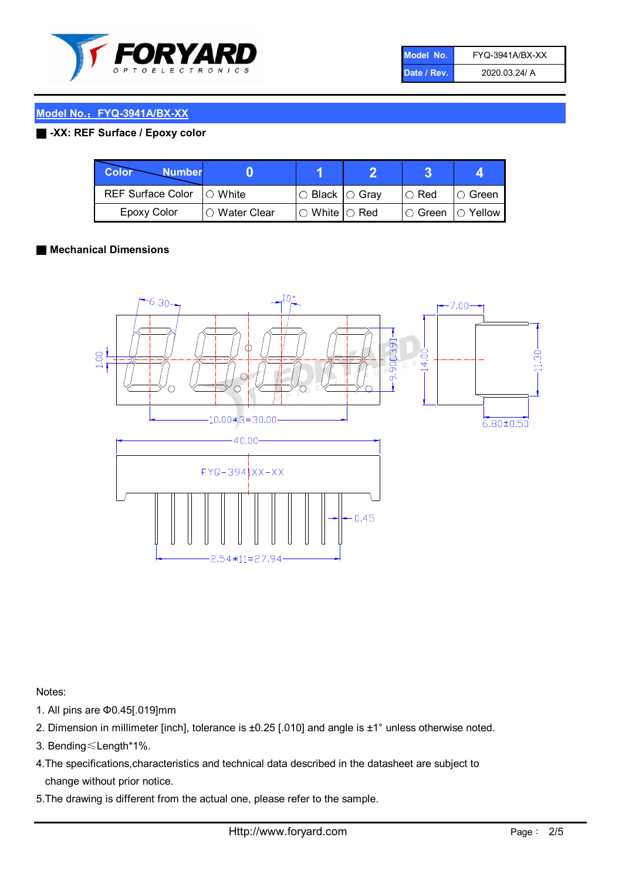## Model No.：FYQ-3941A/BX-XX

■ -XX: REF Surface / Epoxy color

| Color \ Number | 0 | 1 | 2 | 3 | 4 |
|---|---|---|---|---|---|
| REF Surface Color | ○ White | ○ Black | ○ Gray | ○ Red | ○ Green |
| Epoxy Color | ○ Water Clear | ○ White | ○ Red | ○ Green | ○ Yellow |

■ Mechanical Dimensions

Notes:

1. All pins are Φ0.45[.019]mm
2. Dimension in millimeter [inch], tolerance is ±0.25 [.010] and angle is ±1° unless otherwise noted.
3. Bending≤Length*1%.
4. The specifications,characteristics and technical data described in the datasheet are subject to change without prior notice.
5. The drawing is different from the actual one, please refer to the sample.

Http://www.foryard.com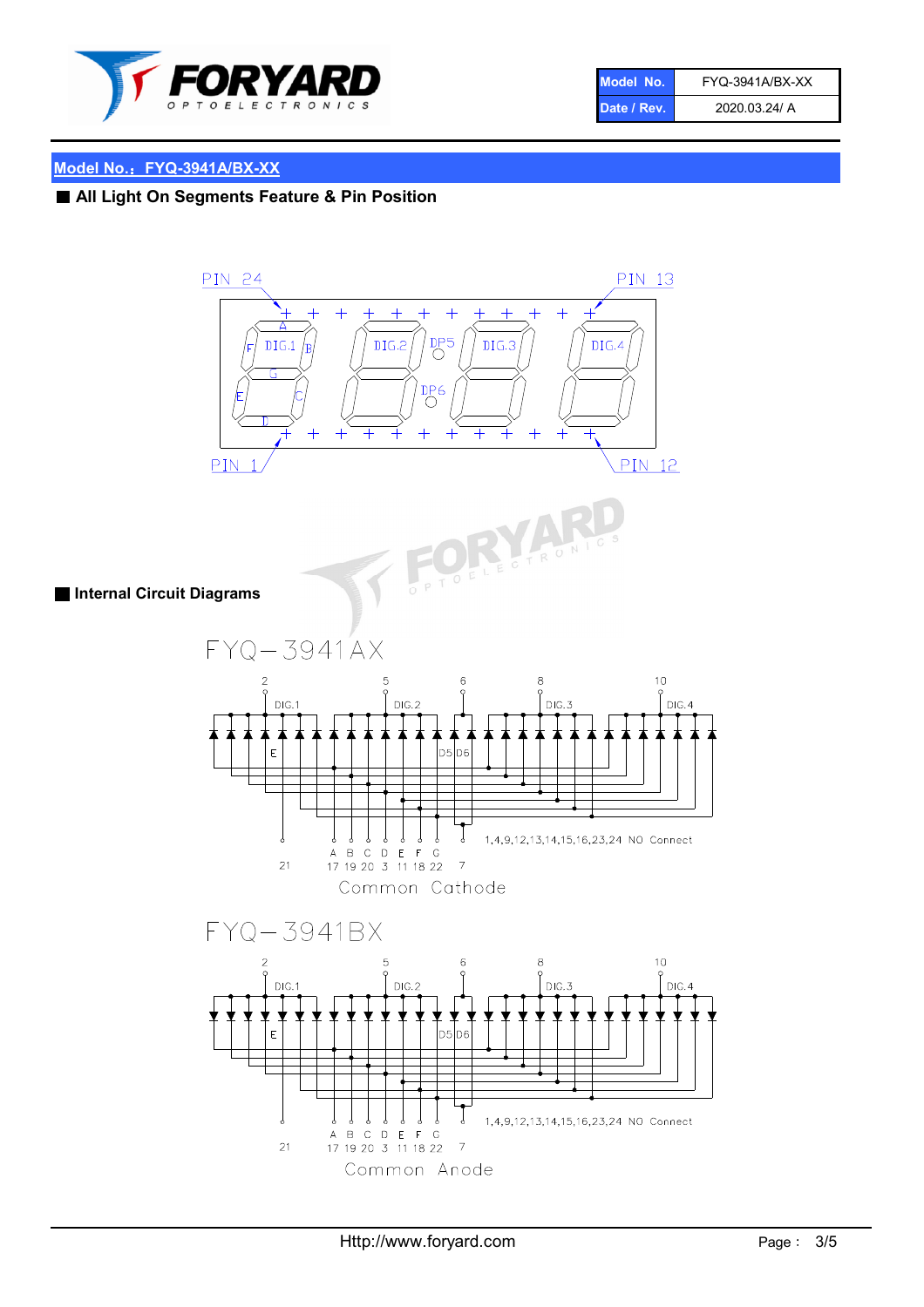## Model No.：FYQ-3941A/BX-XX

### ■ All Light On Segments Feature & Pin Position

PIN 24 PIN 13

DIG.1 DIG.2 DP5 DIG.3 DIG.4

DP6

PIN 1 PIN 12

### ■ Internal Circuit Diagrams

FYQ－3941AX

2 5 6 8 10

DIG.1 DIG.2 DIG.3 DIG.4

E D5 D6

1,4,9,12,13,14,15,16,23,24 NO Connect

A B C D E F G

21 17 19 20 3 11 18 22 7

Common Cathode

FYQ－3941BX

2 5 6 8 10

DIG.1 DIG.2 DIG.3 DIG.4

E D5 D6

1,4,9,12,13,14,15,16,23,24 NO Connect

A B C D E F G

21 17 19 20 3 11 18 22 7

Common Anode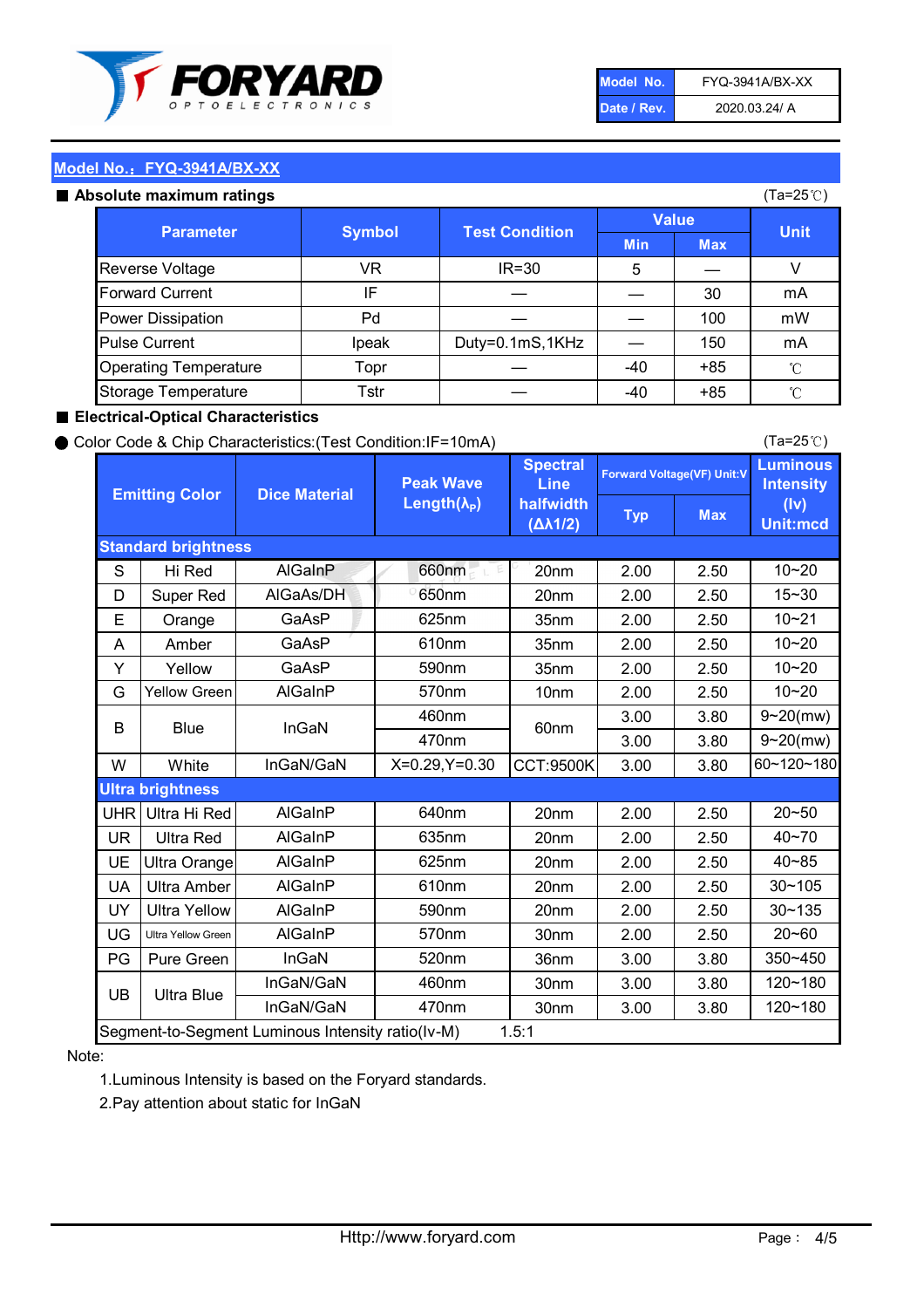| Model No. | FYQ-3941A/BX-XX |
|---|---|
| Date / Rev. | 2020.03.24/ A |

## Model No.：FYQ-3941A/BX-XX

### ■ Absolute maximum ratings

(Ta=25℃)

| Parameter | Symbol | Test Condition | Value | | Unit |
|---|---|---|---|---|---|
| | | | Min | Max | |
| Reverse Voltage | VR | IR=30 | 5 | — | V |
| Forward Current | IF | — | — | 30 | mA |
| Power Dissipation | Pd | — | — | 100 | mW |
| Pulse Current | Ipeak | Duty=0.1mS,1KHz | — | 150 | mA |
| Operating Temperature | Topr | — | -40 | +85 | ℃ |
| Storage Temperature | Tstr | — | -40 | +85 | ℃ |

### ■ Electrical-Optical Characteristics

● Color Code & Chip Characteristics:(Test Condition:IF=10mA)

(Ta=25℃)

| | Emitting Color | Dice Material | Peak Wave Length($\lambda_P$) | Spectral Line halfwidth ($\Delta\lambda 1/2$) | Forward Voltage(VF) Unit:V | | Luminous Intensity (Iv) Unit:mcd |
|---|---|---|---|---|---|---|---|
| | | | | | Typ | Max | |
| **Standard brightness** | | | | | | | |
| S | Hi Red | AlGaInP | 660nm | 20nm | 2.00 | 2.50 | 10~20 |
| D | Super Red | AlGaAs/DH | 650nm | 20nm | 2.00 | 2.50 | 15~30 |
| E | Orange | GaAsP | 625nm | 35nm | 2.00 | 2.50 | 10~21 |
| A | Amber | GaAsP | 610nm | 35nm | 2.00 | 2.50 | 10~20 |
| Y | Yellow | GaAsP | 590nm | 35nm | 2.00 | 2.50 | 10~20 |
| G | Yellow Green | AlGaInP | 570nm | 10nm | 2.00 | 2.50 | 10~20 |
| B | Blue | InGaN | 460nm | 60nm | 3.00 | 3.80 | 9~20(mw) |
| | | | 470nm | | 3.00 | 3.80 | 9~20(mw) |
| W | White | InGaN/GaN | X=0.29,Y=0.30 | CCT:9500K | 3.00 | 3.80 | 60~120~180 |
| **Ultra brightness** | | | | | | | |
| UHR | Ultra Hi Red | AlGaInP | 640nm | 20nm | 2.00 | 2.50 | 20~50 |
| UR | Ultra Red | AlGaInP | 635nm | 20nm | 2.00 | 2.50 | 40~70 |
| UE | Ultra Orange | AlGaInP | 625nm | 20nm | 2.00 | 2.50 | 40~85 |
| UA | Ultra Amber | AlGaInP | 610nm | 20nm | 2.00 | 2.50 | 30~105 |
| UY | Ultra Yellow | AlGaInP | 590nm | 20nm | 2.00 | 2.50 | 30~135 |
| UG | Ultra Yellow Green | AlGaInP | 570nm | 30nm | 2.00 | 2.50 | 20~60 |
| PG | Pure Green | InGaN | 520nm | 36nm | 3.00 | 3.80 | 350~450 |
| UB | Ultra Blue | InGaN/GaN | 460nm | 30nm | 3.00 | 3.80 | 120~180 |
| | | InGaN/GaN | 470nm | 30nm | 3.00 | 3.80 | 120~180 |
| Segment-to-Segment Luminous Intensity ratio(Iv-M) | | | 1.5:1 | | | | |

Note:

1.Luminous Intensity is based on the Foryard standards.

2.Pay attention about static for InGaN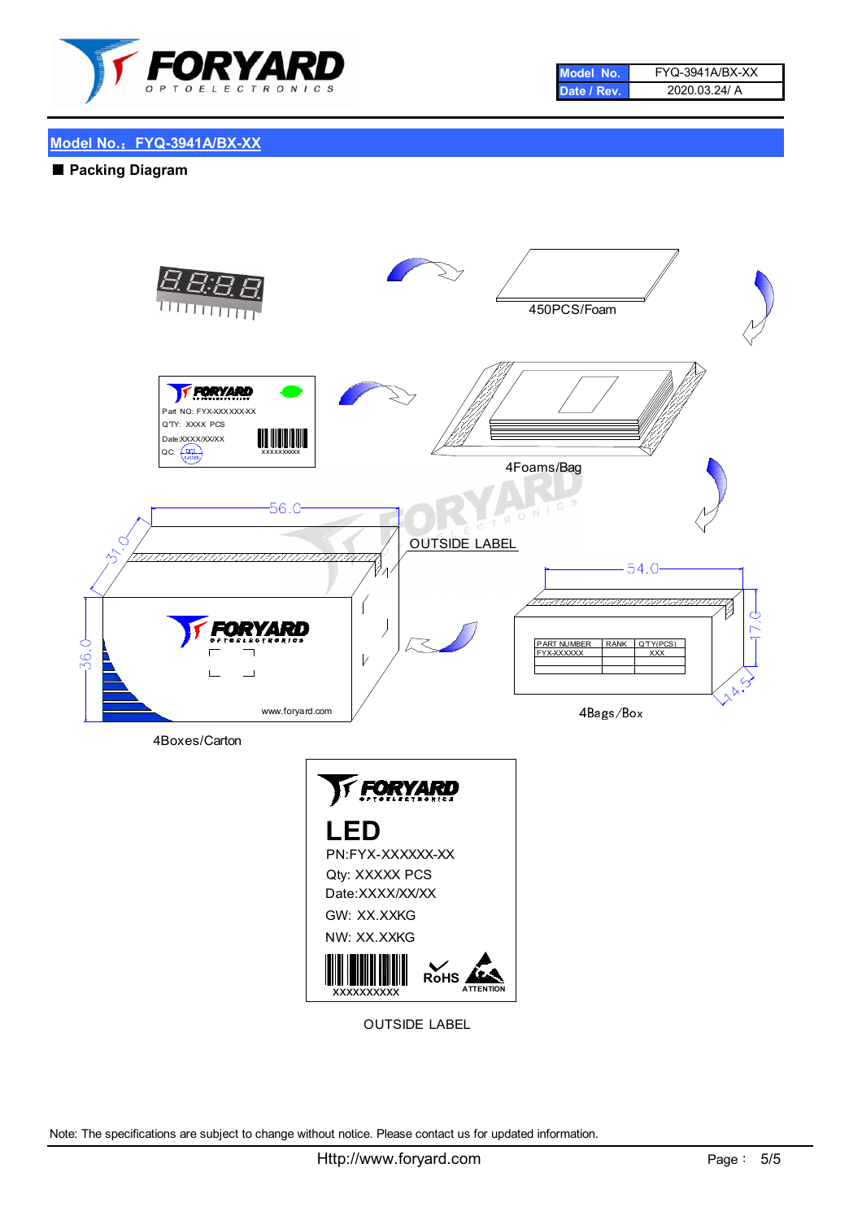| Model No. | FYQ-3941A/BX-XX |
| --- | --- |
| Date / Rev. | 2020.03.24/ A |

## Model No.：FYQ-3941A/BX-XX

### Packing Diagram

450PCS/Foam

Part NO: FYX-XXXXXXX-XX
Q'TY: XXXX PCS
Date:XXXX/XX/XX
QC:

4Foams/Bag

56.0

31.0

36.0

OUTSIDE LABEL

54.0

17.0

14.5

| PART NUMBER | RANK | Q'TY(PCS) |
| --- | --- | --- |
| FYX-XXXXXX | | XXX |
| | | |
| | | |

www.foryard.com

4Boxes/Carton

4Bags/Box

LED
PN:FYX-XXXXXX-XX
Qty: XXXXX PCS
Date:XXXX/XX/XX
GW: XX.XXKG
NW: XX.XXKG
XXXXXXXXXX
RoHS
ATTENTION

OUTSIDE LABEL

Note: The specifications are subject to change without notice. Please contact us for updated information.